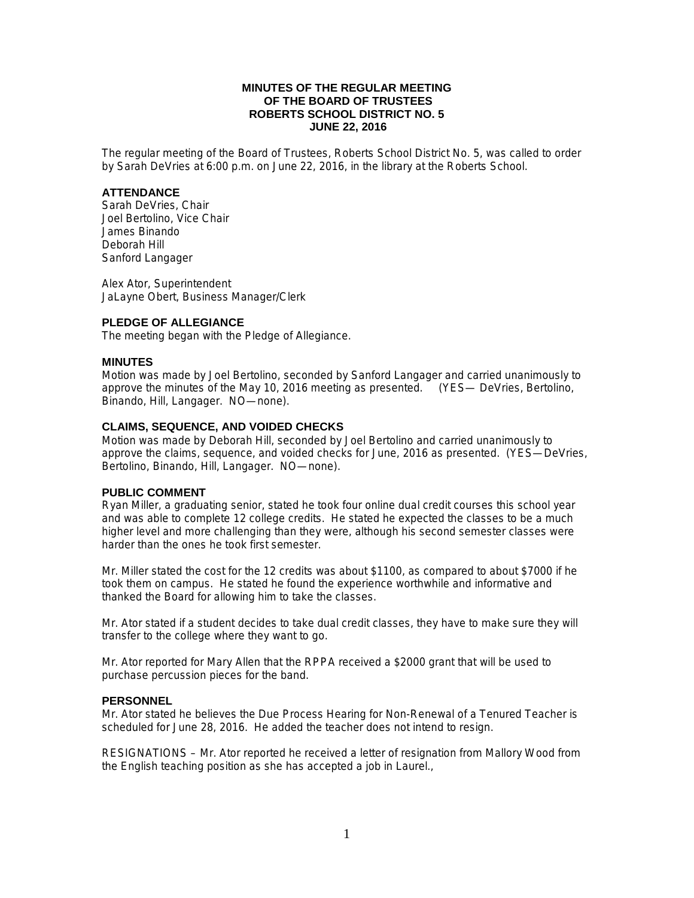# MINUTES OF THE REGULAR MEETING OF THE BOARD OF TRUSTEES ROBERTS SCHOOL DISTRICT NO. 5 JUNE 22, 2016

The regular meeting of the Board of Trustees, Roberts School District No. 5, was called to order by Sarah DeVries at 6:00 p.m. on June 22, 2016, in the library at the Roberts School.

## ATTENDANCE

Sarah DeVries, Chair
Joel Bertolino, Vice Chair
James Binando
Deborah Hill
Sanford Langager

Alex Ator, Superintendent
JaLayne Obert, Business Manager/Clerk

## PLEDGE OF ALLEGIANCE

The meeting began with the Pledge of Allegiance.

## MINUTES

Motion was made by Joel Bertolino, seconded by Sanford Langager and carried unanimously to approve the minutes of the May 10, 2016 meeting as presented. (YES— DeVries, Bertolino, Binando, Hill, Langager. NO—none).

## CLAIMS, SEQUENCE, AND VOIDED CHECKS

Motion was made by Deborah Hill, seconded by Joel Bertolino and carried unanimously to approve the claims, sequence, and voided checks for June, 2016 as presented. (YES—DeVries, Bertolino, Binando, Hill, Langager. NO—none).

## PUBLIC COMMENT

Ryan Miller, a graduating senior, stated he took four online dual credit courses this school year and was able to complete 12 college credits. He stated he expected the classes to be a much higher level and more challenging than they were, although his second semester classes were harder than the ones he took first semester.

Mr. Miller stated the cost for the 12 credits was about $1100, as compared to about $7000 if he took them on campus. He stated he found the experience worthwhile and informative and thanked the Board for allowing him to take the classes.

Mr. Ator stated if a student decides to take dual credit classes, they have to make sure they will transfer to the college where they want to go.

Mr. Ator reported for Mary Allen that the RPPA received a $2000 grant that will be used to purchase percussion pieces for the band.

## PERSONNEL

Mr. Ator stated he believes the Due Process Hearing for Non-Renewal of a Tenured Teacher is scheduled for June 28, 2016. He added the teacher does not intend to resign.

RESIGNATIONS – Mr. Ator reported he received a letter of resignation from Mallory Wood from the English teaching position as she has accepted a job in Laurel.,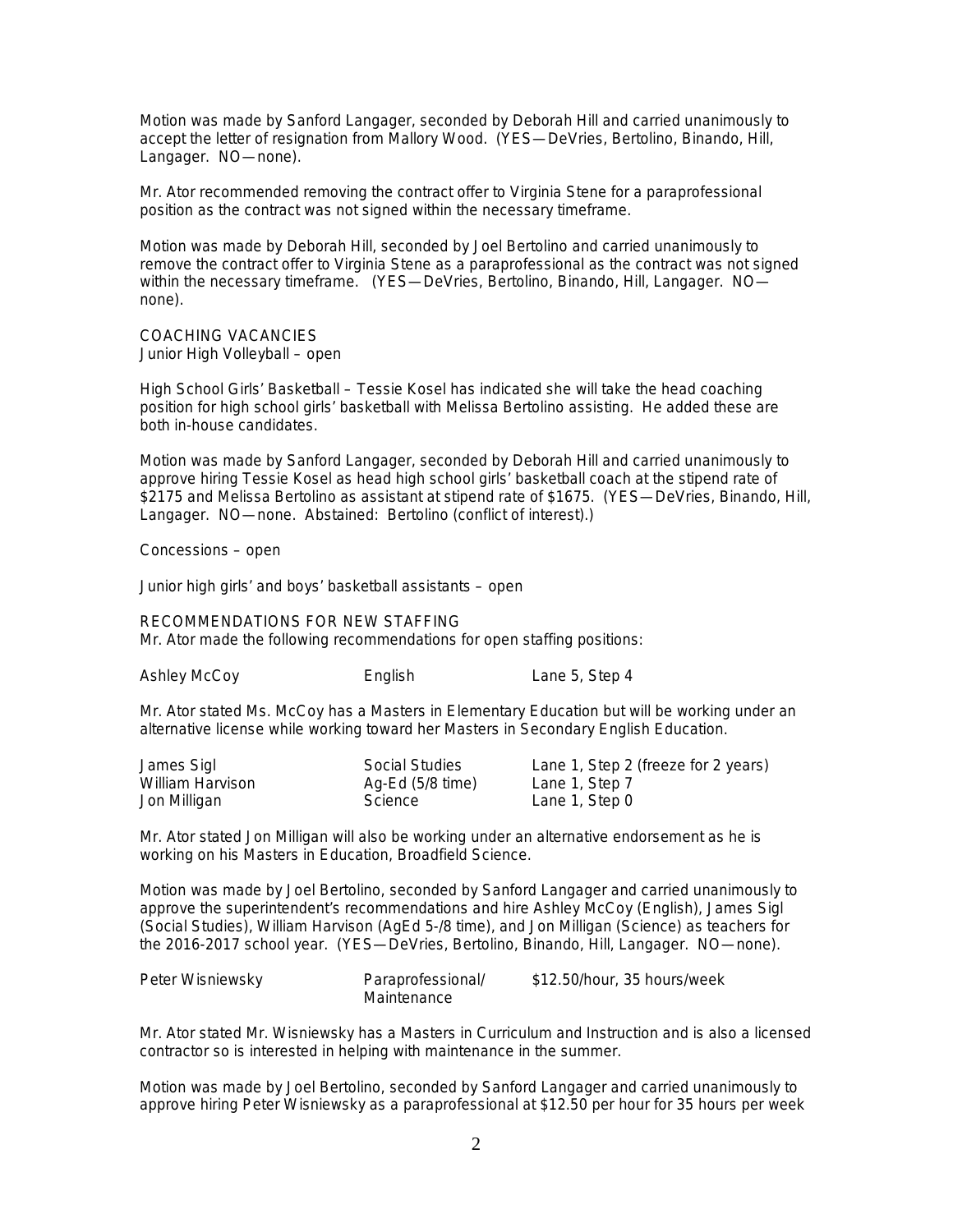Motion was made by Sanford Langager, seconded by Deborah Hill and carried unanimously to accept the letter of resignation from Mallory Wood. (YES—DeVries, Bertolino, Binando, Hill, Langager. NO—none).

Mr. Ator recommended removing the contract offer to Virginia Stene for a paraprofessional position as the contract was not signed within the necessary timeframe.

Motion was made by Deborah Hill, seconded by Joel Bertolino and carried unanimously to remove the contract offer to Virginia Stene as a paraprofessional as the contract was not signed within the necessary timeframe. (YES—DeVries, Bertolino, Binando, Hill, Langager. NO—none).

COACHING VACANCIES
Junior High Volleyball – open

High School Girls' Basketball – Tessie Kosel has indicated she will take the head coaching position for high school girls' basketball with Melissa Bertolino assisting. He added these are both in-house candidates.

Motion was made by Sanford Langager, seconded by Deborah Hill and carried unanimously to approve hiring Tessie Kosel as head high school girls' basketball coach at the stipend rate of $2175 and Melissa Bertolino as assistant at stipend rate of $1675. (YES—DeVries, Binando, Hill, Langager. NO—none. Abstained: Bertolino (conflict of interest).)

Concessions – open

Junior high girls' and boys' basketball assistants – open

RECOMMENDATIONS FOR NEW STAFFING
Mr. Ator made the following recommendations for open staffing positions:

| Ashley McCoy | English | Lane 5, Step 4 |
|---|---|---|

Mr. Ator stated Ms. McCoy has a Masters in Elementary Education but will be working under an alternative license while working toward her Masters in Secondary English Education.

| James Sigl | Social Studies | Lane 1, Step 2 (freeze for 2 years) |
|---|---|---|
| William Harvison | Ag-Ed (5/8 time) | Lane 1, Step 7 |
| Jon Milligan | Science | Lane 1, Step 0 |

Mr. Ator stated Jon Milligan will also be working under an alternative endorsement as he is working on his Masters in Education, Broadfield Science.

Motion was made by Joel Bertolino, seconded by Sanford Langager and carried unanimously to approve the superintendent's recommendations and hire Ashley McCoy (English), James Sigl (Social Studies), William Harvison (AgEd 5-/8 time), and Jon Milligan (Science) as teachers for the 2016-2017 school year. (YES—DeVries, Bertolino, Binando, Hill, Langager. NO—none).

| Peter Wisniewsky | Paraprofessional/ Maintenance | $12.50/hour, 35 hours/week |
|---|---|---|

Mr. Ator stated Mr. Wisniewsky has a Masters in Curriculum and Instruction and is also a licensed contractor so is interested in helping with maintenance in the summer.

Motion was made by Joel Bertolino, seconded by Sanford Langager and carried unanimously to approve hiring Peter Wisniewsky as a paraprofessional at $12.50 per hour for 35 hours per week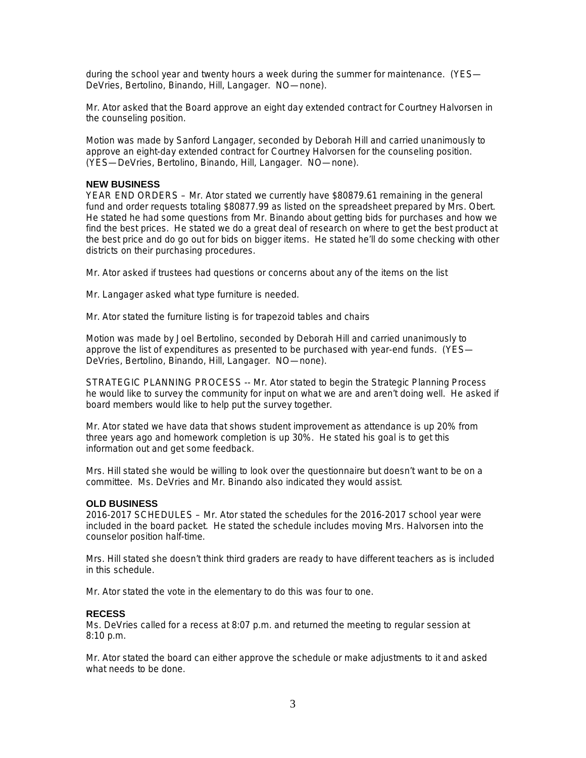during the school year and twenty hours a week during the summer for maintenance. (YES—DeVries, Bertolino, Binando, Hill, Langager. NO—none).

Mr. Ator asked that the Board approve an eight day extended contract for Courtney Halvorsen in the counseling position.

Motion was made by Sanford Langager, seconded by Deborah Hill and carried unanimously to approve an eight-day extended contract for Courtney Halvorsen for the counseling position. (YES—DeVries, Bertolino, Binando, Hill, Langager. NO—none).

**NEW BUSINESS**

YEAR END ORDERS – Mr. Ator stated we currently have $80879.61 remaining in the general fund and order requests totaling $80877.99 as listed on the spreadsheet prepared by Mrs. Obert. He stated he had some questions from Mr. Binando about getting bids for purchases and how we find the best prices. He stated we do a great deal of research on where to get the best product at the best price and do go out for bids on bigger items. He stated he'll do some checking with other districts on their purchasing procedures.

Mr. Ator asked if trustees had questions or concerns about any of the items on the list

Mr. Langager asked what type furniture is needed.

Mr. Ator stated the furniture listing is for trapezoid tables and chairs

Motion was made by Joel Bertolino, seconded by Deborah Hill and carried unanimously to approve the list of expenditures as presented to be purchased with year-end funds. (YES—DeVries, Bertolino, Binando, Hill, Langager. NO—none).

STRATEGIC PLANNING PROCESS -- Mr. Ator stated to begin the Strategic Planning Process he would like to survey the community for input on what we are and aren't doing well. He asked if board members would like to help put the survey together.

Mr. Ator stated we have data that shows student improvement as attendance is up 20% from three years ago and homework completion is up 30%. He stated his goal is to get this information out and get some feedback.

Mrs. Hill stated she would be willing to look over the questionnaire but doesn't want to be on a committee. Ms. DeVries and Mr. Binando also indicated they would assist.

**OLD BUSINESS**

2016-2017 SCHEDULES – Mr. Ator stated the schedules for the 2016-2017 school year were included in the board packet. He stated the schedule includes moving Mrs. Halvorsen into the counselor position half-time.

Mrs. Hill stated she doesn't think third graders are ready to have different teachers as is included in this schedule.

Mr. Ator stated the vote in the elementary to do this was four to one.

**RECESS**

Ms. DeVries called for a recess at 8:07 p.m. and returned the meeting to regular session at 8:10 p.m.

Mr. Ator stated the board can either approve the schedule or make adjustments to it and asked what needs to be done.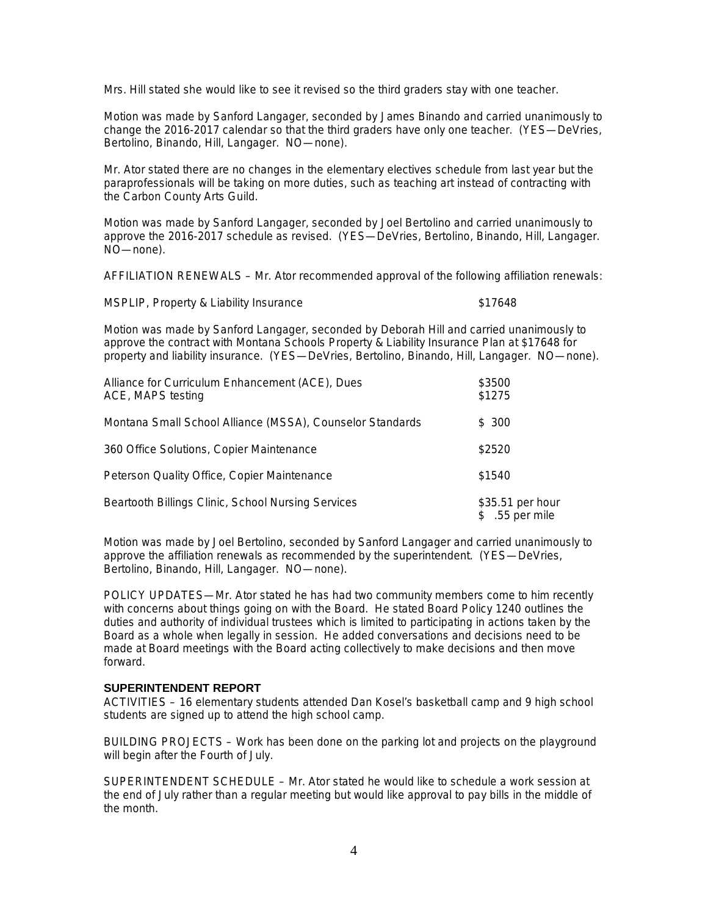Mrs. Hill stated she would like to see it revised so the third graders stay with one teacher.

Motion was made by Sanford Langager, seconded by James Binando and carried unanimously to change the 2016-2017 calendar so that the third graders have only one teacher. (YES—DeVries, Bertolino, Binando, Hill, Langager. NO—none).

Mr. Ator stated there are no changes in the elementary electives schedule from last year but the paraprofessionals will be taking on more duties, such as teaching art instead of contracting with the Carbon County Arts Guild.

Motion was made by Sanford Langager, seconded by Joel Bertolino and carried unanimously to approve the 2016-2017 schedule as revised. (YES—DeVries, Bertolino, Binando, Hill, Langager. NO—none).

AFFILIATION RENEWALS – Mr. Ator recommended approval of the following affiliation renewals:

| | |
|---|---|
| MSPLIP, Property & Liability Insurance | $17648 |

Motion was made by Sanford Langager, seconded by Deborah Hill and carried unanimously to approve the contract with Montana Schools Property & Liability Insurance Plan at $17648 for property and liability insurance. (YES—DeVries, Bertolino, Binando, Hill, Langager. NO—none).

| | |
|---|---|
| Alliance for Curriculum Enhancement (ACE), Dues | $3500 |
| ACE, MAPS testing | $1275 |
| Montana Small School Alliance (MSSA), Counselor Standards | $ 300 |
| 360 Office Solutions, Copier Maintenance | $2520 |
| Peterson Quality Office, Copier Maintenance | $1540 |
| Beartooth Billings Clinic, School Nursing Services | $35.51 per hour<br>$ .55 per mile |

Motion was made by Joel Bertolino, seconded by Sanford Langager and carried unanimously to approve the affiliation renewals as recommended by the superintendent. (YES—DeVries, Bertolino, Binando, Hill, Langager. NO—none).

POLICY UPDATES—Mr. Ator stated he has had two community members come to him recently with concerns about things going on with the Board. He stated Board Policy 1240 outlines the duties and authority of individual trustees which is limited to participating in actions taken by the Board as a whole when legally in session. He added conversations and decisions need to be made at Board meetings with the Board acting collectively to make decisions and then move forward.

**SUPERINTENDENT REPORT**

ACTIVITIES – 16 elementary students attended Dan Kosel's basketball camp and 9 high school students are signed up to attend the high school camp.

BUILDING PROJECTS – Work has been done on the parking lot and projects on the playground will begin after the Fourth of July.

SUPERINTENDENT SCHEDULE – Mr. Ator stated he would like to schedule a work session at the end of July rather than a regular meeting but would like approval to pay bills in the middle of the month.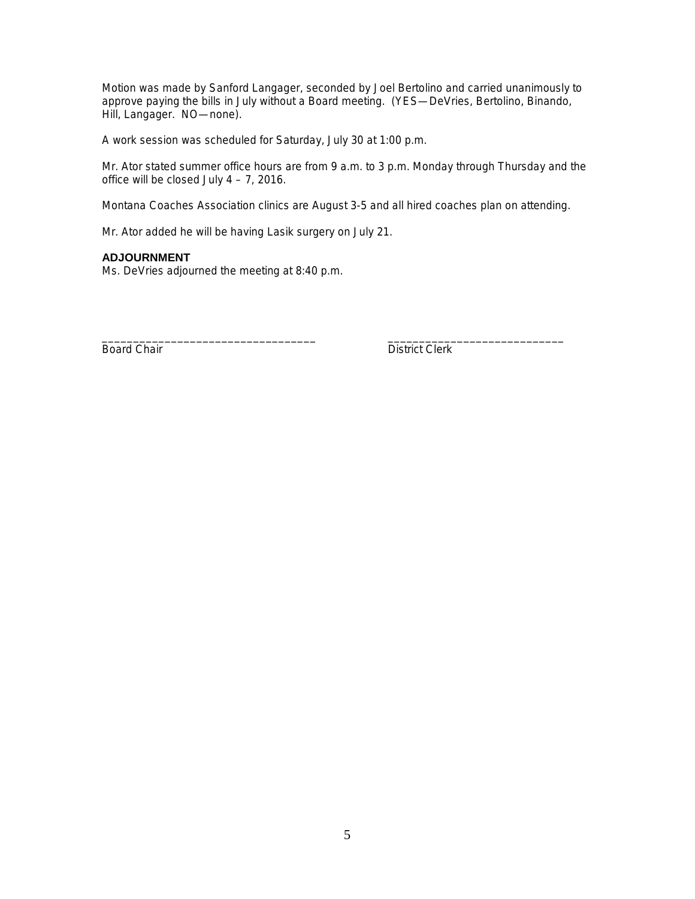Motion was made by Sanford Langager, seconded by Joel Bertolino and carried unanimously to approve paying the bills in July without a Board meeting. (YES—DeVries, Bertolino, Binando, Hill, Langager. NO—none).

A work session was scheduled for Saturday, July 30 at 1:00 p.m.

Mr. Ator stated summer office hours are from 9 a.m. to 3 p.m. Monday through Thursday and the office will be closed July 4 – 7, 2016.

Montana Coaches Association clinics are August 3-5 and all hired coaches plan on attending.

Mr. Ator added he will be having Lasik surgery on July 21.

**ADJOURNMENT**

Ms. DeVries adjourned the meeting at 8:40 p.m.

___________________________________ Board Chair

____________________________ District Clerk